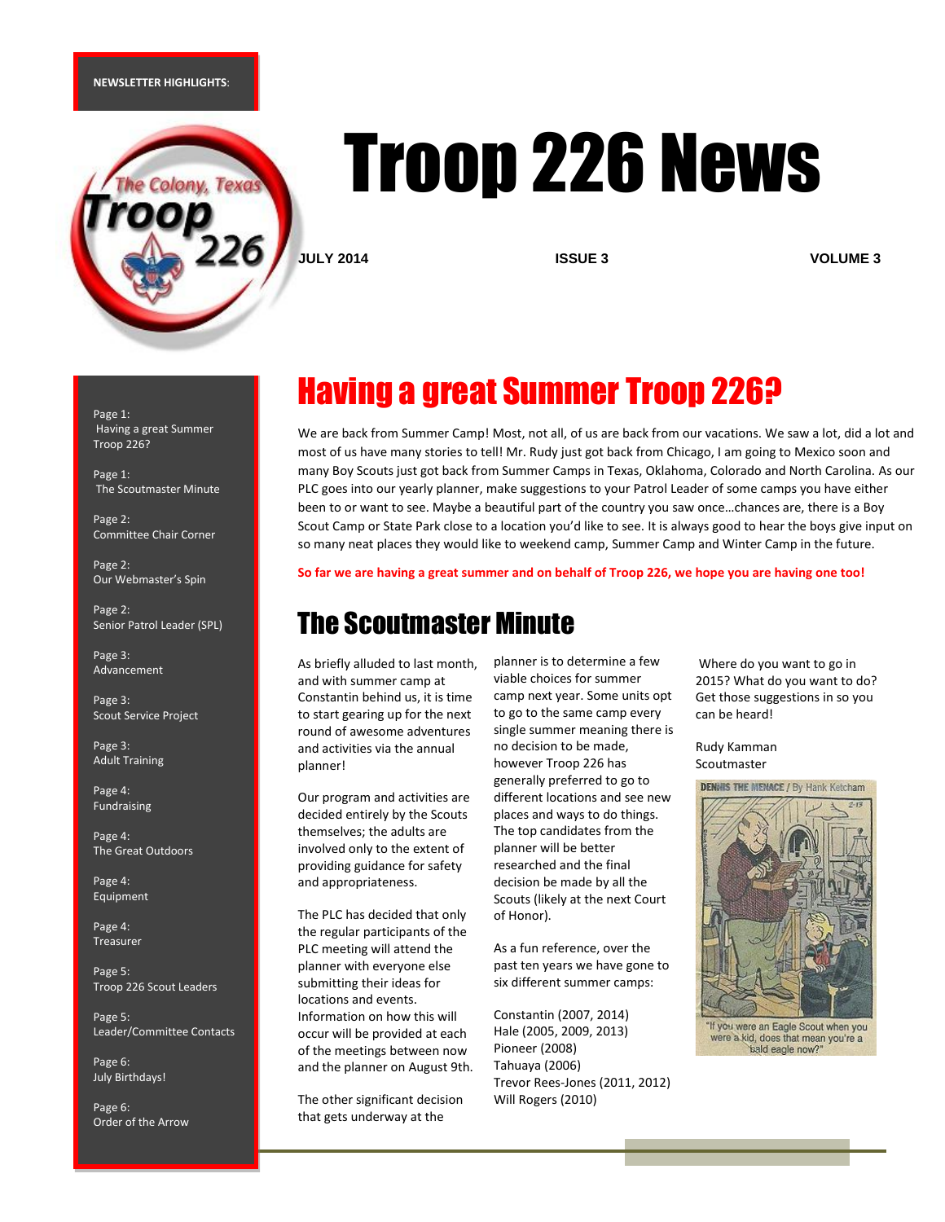**NEWSLETTER HIGHLIGHTS**:

Page 1: Having a great Summer Troop 226?

Page 1: The Scoutmaster Minute

Page 2: Committee Chair Corner

Page 2: Our Webmaster's Spin

Page 2: Senior Patrol Leader (SPL)

Page 3: Advancement

Page 3: Scout Service Project

Page 3: Adult Training

Page 4: Fundraising

Page 4: The Great Outdoors

Page 4: Equipment

Page 4: Treasurer

Page 5: Troop 226 Scout Leaders

Page 5: Leader/Committee Contacts

Page 6: July Birthdays!

Page 6: Order of the Arrow

# Troop 226 News

**JULY 2014** **ISSUE 3** **VOLUME 3**

## Having a great Summer Troop 226?

We are back from Summer Camp! Most, not all, of us are back from our vacations. We saw a lot, did a lot and most of us have many stories to tell! Mr. Rudy just got back from Chicago, I am going to Mexico soon and many Boy Scouts just got back from Summer Camps in Texas, Oklahoma, Colorado and North Carolina. As our PLC goes into our yearly planner, make suggestions to your Patrol Leader of some camps you have either been to or want to see. Maybe a beautiful part of the country you saw once…chances are, there is a Boy Scout Camp or State Park close to a location you'd like to see. It is always good to hear the boys give input on so many neat places they would like to weekend camp, Summer Camp and Winter Camp in the future.

**So far we are having a great summer and on behalf of Troop 226, we hope you are having one too!**

## The Scoutmaster Minute

As briefly alluded to last month, and with summer camp at Constantin behind us, it is time to start gearing up for the next round of awesome adventures and activities via the annual planner!

Our program and activities are decided entirely by the Scouts themselves; the adults are involved only to the extent of providing guidance for safety and appropriateness.

The PLC has decided that only the regular participants of the PLC meeting will attend the planner with everyone else submitting their ideas for locations and events. Information on how this will occur will be provided at each of the meetings between now and the planner on August 9th.

The other significant decision that gets underway at the planner is to determine a few viable choices for summer camp next year. Some units opt to go to the same camp every single summer meaning there is no decision to be made, however Troop 226 has generally preferred to go to different locations and see new places and ways to do things. The top candidates from the planner will be better researched and the final decision be made by all the Scouts (likely at the next Court of Honor).

As a fun reference, over the past ten years we have gone to six different summer camps:

Constantin (2007, 2014)
Hale (2005, 2009, 2013)
Pioneer (2008)
Tahuaya (2006)
Trevor Rees-Jones (2011, 2012)
Will Rogers (2010)

Where do you want to go in 2015? What do you want to do? Get those suggestions in so you can be heard!

Rudy Kamman
Scoutmaster

DENNIS THE MENACE / By Hank Ketcham

"If you were an Eagle Scout when you were a kid, does that mean you're a bald eagle now?"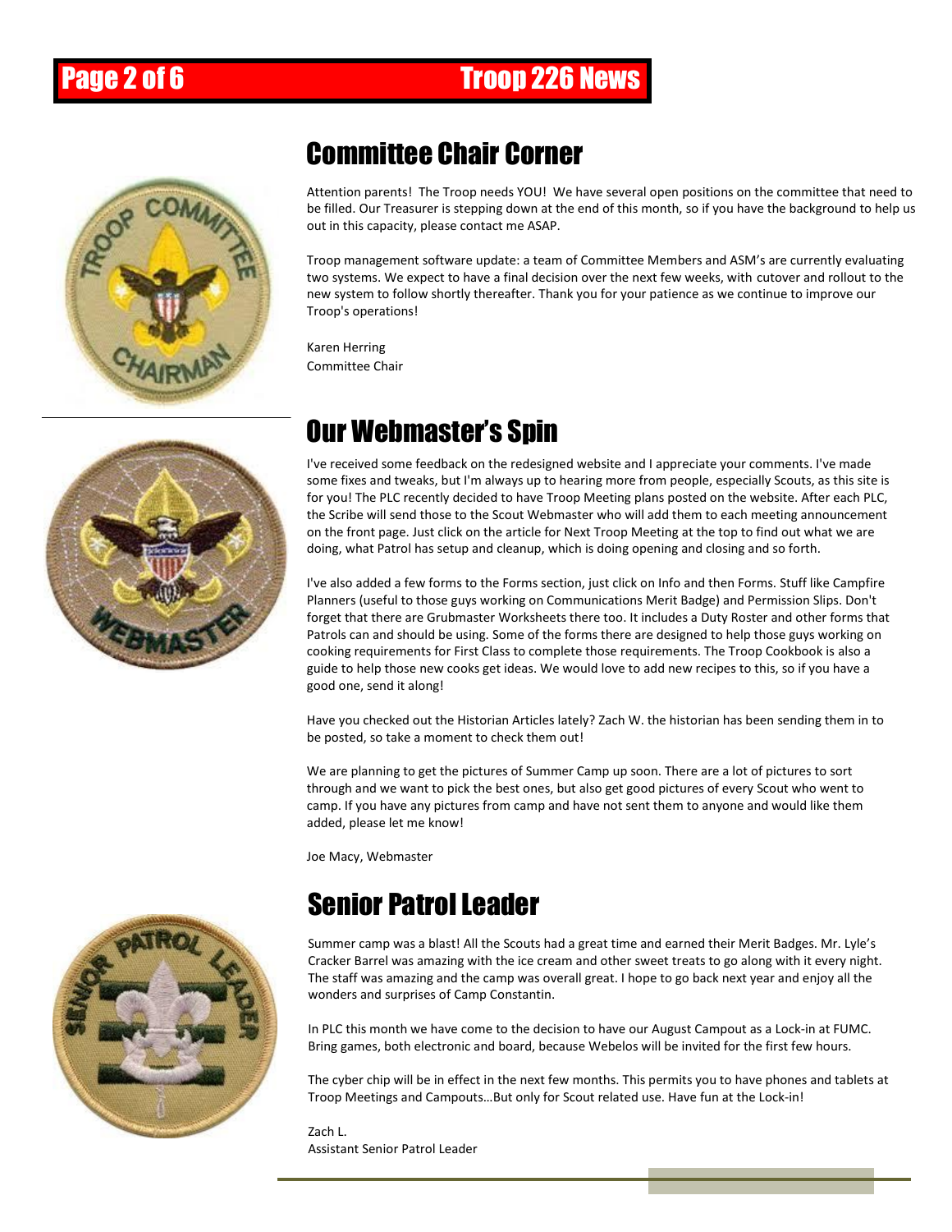## Committee Chair Corner

Attention parents! The Troop needs YOU! We have several open positions on the committee that need to be filled. Our Treasurer is stepping down at the end of this month, so if you have the background to help us out in this capacity, please contact me ASAP.

Troop management software update: a team of Committee Members and ASM's are currently evaluating two systems. We expect to have a final decision over the next few weeks, with cutover and rollout to the new system to follow shortly thereafter. Thank you for your patience as we continue to improve our Troop's operations!

Karen Herring
Committee Chair

## Our Webmaster's Spin

I've received some feedback on the redesigned website and I appreciate your comments. I've made some fixes and tweaks, but I'm always up to hearing more from people, especially Scouts, as this site is for you! The PLC recently decided to have Troop Meeting plans posted on the website. After each PLC, the Scribe will send those to the Scout Webmaster who will add them to each meeting announcement on the front page. Just click on the article for Next Troop Meeting at the top to find out what we are doing, what Patrol has setup and cleanup, which is doing opening and closing and so forth.

I've also added a few forms to the Forms section, just click on Info and then Forms. Stuff like Campfire Planners (useful to those guys working on Communications Merit Badge) and Permission Slips. Don't forget that there are Grubmaster Worksheets there too. It includes a Duty Roster and other forms that Patrols can and should be using. Some of the forms there are designed to help those guys working on cooking requirements for First Class to complete those requirements. The Troop Cookbook is also a guide to help those new cooks get ideas. We would love to add new recipes to this, so if you have a good one, send it along!

Have you checked out the Historian Articles lately? Zach W. the historian has been sending them in to be posted, so take a moment to check them out!

We are planning to get the pictures of Summer Camp up soon. There are a lot of pictures to sort through and we want to pick the best ones, but also get good pictures of every Scout who went to camp. If you have any pictures from camp and have not sent them to anyone and would like them added, please let me know!

Joe Macy, Webmaster

## Senior Patrol Leader

Summer camp was a blast! All the Scouts had a great time and earned their Merit Badges. Mr. Lyle's Cracker Barrel was amazing with the ice cream and other sweet treats to go along with it every night. The staff was amazing and the camp was overall great. I hope to go back next year and enjoy all the wonders and surprises of Camp Constantin.

In PLC this month we have come to the decision to have our August Campout as a Lock-in at FUMC. Bring games, both electronic and board, because Webelos will be invited for the first few hours.

The cyber chip will be in effect in the next few months. This permits you to have phones and tablets at Troop Meetings and Campouts…But only for Scout related use. Have fun at the Lock-in!

Zach L.
Assistant Senior Patrol Leader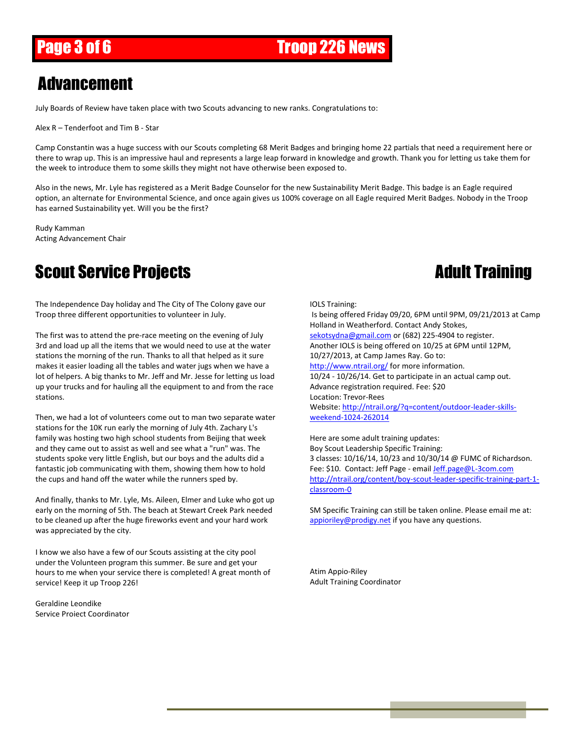# Advancement

July Boards of Review have taken place with two Scouts advancing to new ranks. Congratulations to:

Alex R – Tenderfoot and Tim B - Star

Camp Constantin was a huge success with our Scouts completing 68 Merit Badges and bringing home 22 partials that need a requirement here or there to wrap up. This is an impressive haul and represents a large leap forward in knowledge and growth. Thank you for letting us take them for the week to introduce them to some skills they might not have otherwise been exposed to.

Also in the news, Mr. Lyle has registered as a Merit Badge Counselor for the new Sustainability Merit Badge. This badge is an Eagle required option, an alternate for Environmental Science, and once again gives us 100% coverage on all Eagle required Merit Badges. Nobody in the Troop has earned Sustainability yet. Will you be the first?

Rudy Kamman
Acting Advancement Chair

# Scout Service Projects

The Independence Day holiday and The City of The Colony gave our Troop three different opportunities to volunteer in July.

The first was to attend the pre-race meeting on the evening of July 3rd and load up all the items that we would need to use at the water stations the morning of the run. Thanks to all that helped as it sure makes it easier loading all the tables and water jugs when we have a lot of helpers. A big thanks to Mr. Jeff and Mr. Jesse for letting us load up your trucks and for hauling all the equipment to and from the race stations.

Then, we had a lot of volunteers come out to man two separate water stations for the 10K run early the morning of July 4th. Zachary L's family was hosting two high school students from Beijing that week and they came out to assist as well and see what a "run" was. The students spoke very little English, but our boys and the adults did a fantastic job communicating with them, showing them how to hold the cups and hand off the water while the runners sped by.

And finally, thanks to Mr. Lyle, Ms. Aileen, Elmer and Luke who got up early on the morning of 5th. The beach at Stewart Creek Park needed to be cleaned up after the huge fireworks event and your hard work was appreciated by the city.

I know we also have a few of our Scouts assisting at the city pool under the Volunteen program this summer. Be sure and get your hours to me when your service there is completed! A great month of service! Keep it up Troop 226!

Geraldine Leondike
Service Project Coordinator

# Adult Training

IOLS Training:
Is being offered Friday 09/20, 6PM until 9PM, 09/21/2013 at Camp Holland in Weatherford. Contact Andy Stokes, sekotsydna@gmail.com or (682) 225-4904 to register.
Another IOLS is being offered on 10/25 at 6PM until 12PM, 10/27/2013, at Camp James Ray. Go to: http://www.ntrail.org/ for more information.
10/24 - 10/26/14. Get to participate in an actual camp out.
Advance registration required. Fee: $20
Location: Trevor-Rees
Website: http://ntrail.org/?q=content/outdoor-leader-skills-weekend-1024-262014

Here are some adult training updates:
Boy Scout Leadership Specific Training:
3 classes: 10/16/14, 10/23 and 10/30/14 @ FUMC of Richardson. Fee: $10. Contact: Jeff Page - email Jeff.page@L-3com.com
http://ntrail.org/content/boy-scout-leader-specific-training-part-1-classroom-0

SM Specific Training can still be taken online. Please email me at: appioriley@prodigy.net if you have any questions.

Atim Appio-Riley
Adult Training Coordinator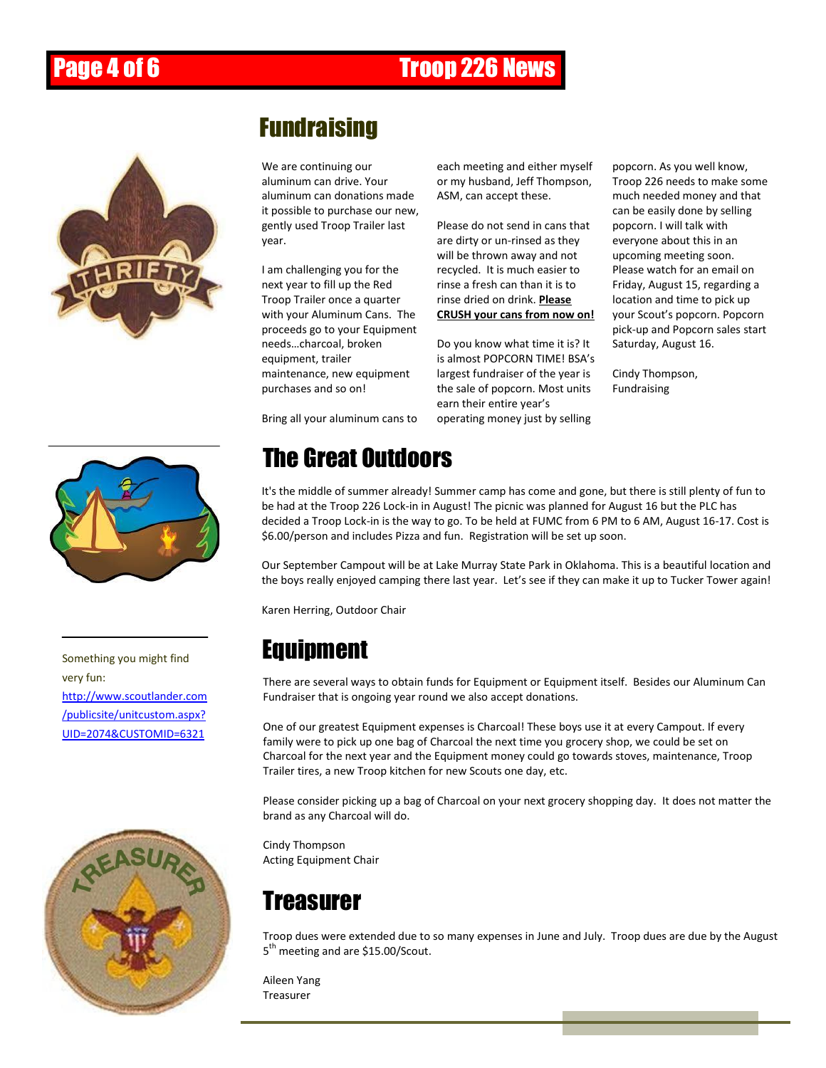## Fundraising

We are continuing our aluminum can drive. Your aluminum can donations made it possible to purchase our new, gently used Troop Trailer last year.

I am challenging you for the next year to fill up the Red Troop Trailer once a quarter with your Aluminum Cans. The proceeds go to your Equipment needs…charcoal, broken equipment, trailer maintenance, new equipment purchases and so on!

Bring all your aluminum cans to each meeting and either myself or my husband, Jeff Thompson, ASM, can accept these.

Please do not send in cans that are dirty or un-rinsed as they will be thrown away and not recycled. It is much easier to rinse a fresh can than it is to rinse dried on drink. **Please CRUSH your cans from now on!**

Do you know what time it is? It is almost POPCORN TIME! BSA's largest fundraiser of the year is the sale of popcorn. Most units earn their entire year's operating money just by selling popcorn. As you well know, Troop 226 needs to make some much needed money and that can be easily done by selling popcorn. I will talk with everyone about this in an upcoming meeting soon. Please watch for an email on Friday, August 15, regarding a location and time to pick up your Scout's popcorn. Popcorn pick-up and Popcorn sales start Saturday, August 16.

Cindy Thompson,
Fundraising

## The Great Outdoors

It's the middle of summer already! Summer camp has come and gone, but there is still plenty of fun to be had at the Troop 226 Lock-in in August! The picnic was planned for August 16 but the PLC has decided a Troop Lock-in is the way to go. To be held at FUMC from 6 PM to 6 AM, August 16-17. Cost is $6.00/person and includes Pizza and fun. Registration will be set up soon.

Our September Campout will be at Lake Murray State Park in Oklahoma. This is a beautiful location and the boys really enjoyed camping there last year. Let's see if they can make it up to Tucker Tower again!

Karen Herring, Outdoor Chair

Something you might find very fun: http://www.scoutlander.com/publicsite/unitcustom.aspx?UID=2074&CUSTOMID=6321

## Equipment

There are several ways to obtain funds for Equipment or Equipment itself. Besides our Aluminum Can Fundraiser that is ongoing year round we also accept donations.

One of our greatest Equipment expenses is Charcoal! These boys use it at every Campout. If every family were to pick up one bag of Charcoal the next time you grocery shop, we could be set on Charcoal for the next year and the Equipment money could go towards stoves, maintenance, Troop Trailer tires, a new Troop kitchen for new Scouts one day, etc.

Please consider picking up a bag of Charcoal on your next grocery shopping day. It does not matter the brand as any Charcoal will do.

Cindy Thompson
Acting Equipment Chair

## Treasurer

Troop dues were extended due to so many expenses in June and July. Troop dues are due by the August 5th meeting and are $15.00/Scout.

Aileen Yang
Treasurer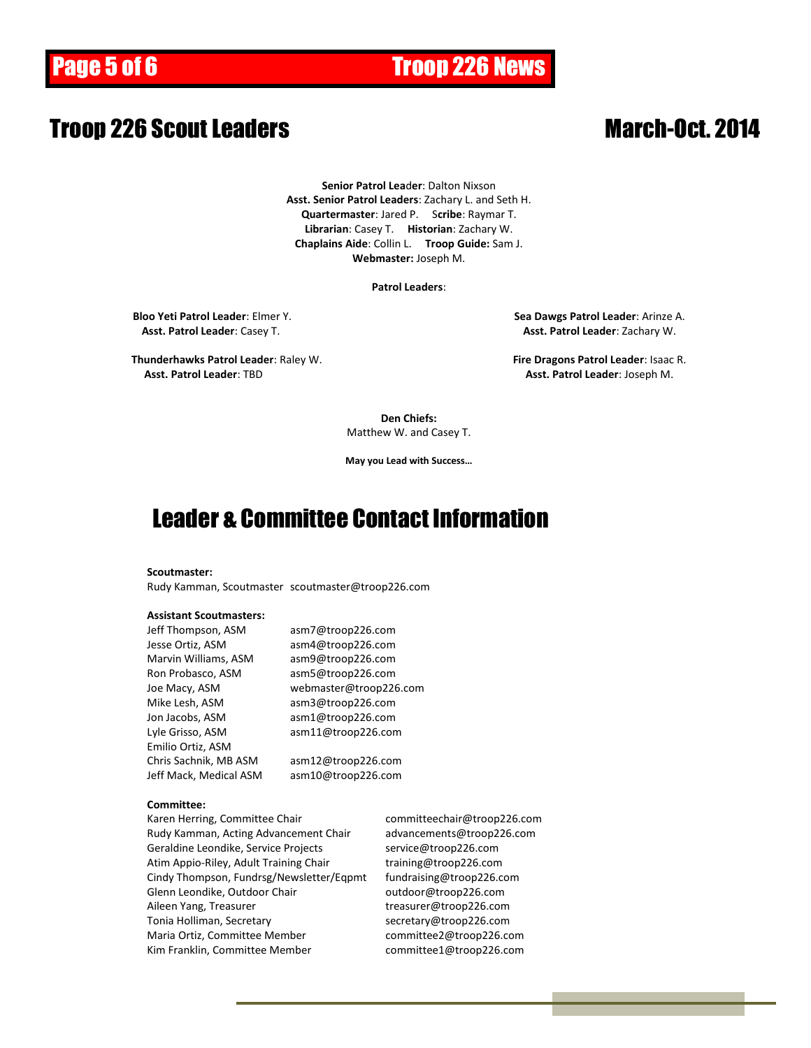# Troop 226 Scout Leaders March-Oct. 2014

**Senior Patrol Leader**: Dalton Nixson
**Asst. Senior Patrol Leaders**: Zachary L. and Seth H.
**Quartermaster**: Jared P. **Scribe**: Raymar T.
**Librarian**: Casey T. **Historian**: Zachary W.
**Chaplains Aide**: Collin L. **Troop Guide:** Sam J.
**Webmaster:** Joseph M.

**Patrol Leaders**:

**Bloo Yeti Patrol Leader**: Elmer Y.
**Asst. Patrol Leader**: Casey T.

**Thunderhawks Patrol Leader**: Raley W.
**Asst. Patrol Leader**: TBD

**Sea Dawgs Patrol Leader**: Arinze A.
**Asst. Patrol Leader**: Zachary W.

**Fire Dragons Patrol Leader**: Isaac R.
**Asst. Patrol Leader**: Joseph M.

**Den Chiefs:**
Matthew W. and Casey T.

**May you Lead with Success…**

# Leader & Committee Contact Information

**Scoutmaster:**
Rudy Kamman, Scoutmaster scoutmaster@troop226.com

**Assistant Scoutmasters:**

| | |
|---|---|
| Jeff Thompson, ASM | asm7@troop226.com |
| Jesse Ortiz, ASM | asm4@troop226.com |
| Marvin Williams, ASM | asm9@troop226.com |
| Ron Probasco, ASM | asm5@troop226.com |
| Joe Macy, ASM | webmaster@troop226.com |
| Mike Lesh, ASM | asm3@troop226.com |
| Jon Jacobs, ASM | asm1@troop226.com |
| Lyle Grisso, ASM | asm11@troop226.com |
| Emilio Ortiz, ASM | |
| Chris Sachnik, MB ASM | asm12@troop226.com |
| Jeff Mack, Medical ASM | asm10@troop226.com |

**Committee:**

| | |
|---|---|
| Karen Herring, Committee Chair | committeechair@troop226.com |
| Rudy Kamman, Acting Advancement Chair | advancements@troop226.com |
| Geraldine Leondike, Service Projects | service@troop226.com |
| Atim Appio-Riley, Adult Training Chair | training@troop226.com |
| Cindy Thompson, Fundrsg/Newsletter/Eqpmt | fundraising@troop226.com |
| Glenn Leondike, Outdoor Chair | outdoor@troop226.com |
| Aileen Yang, Treasurer | treasurer@troop226.com |
| Tonia Holliman, Secretary | secretary@troop226.com |
| Maria Ortiz, Committee Member | committee2@troop226.com |
| Kim Franklin, Committee Member | committee1@troop226.com |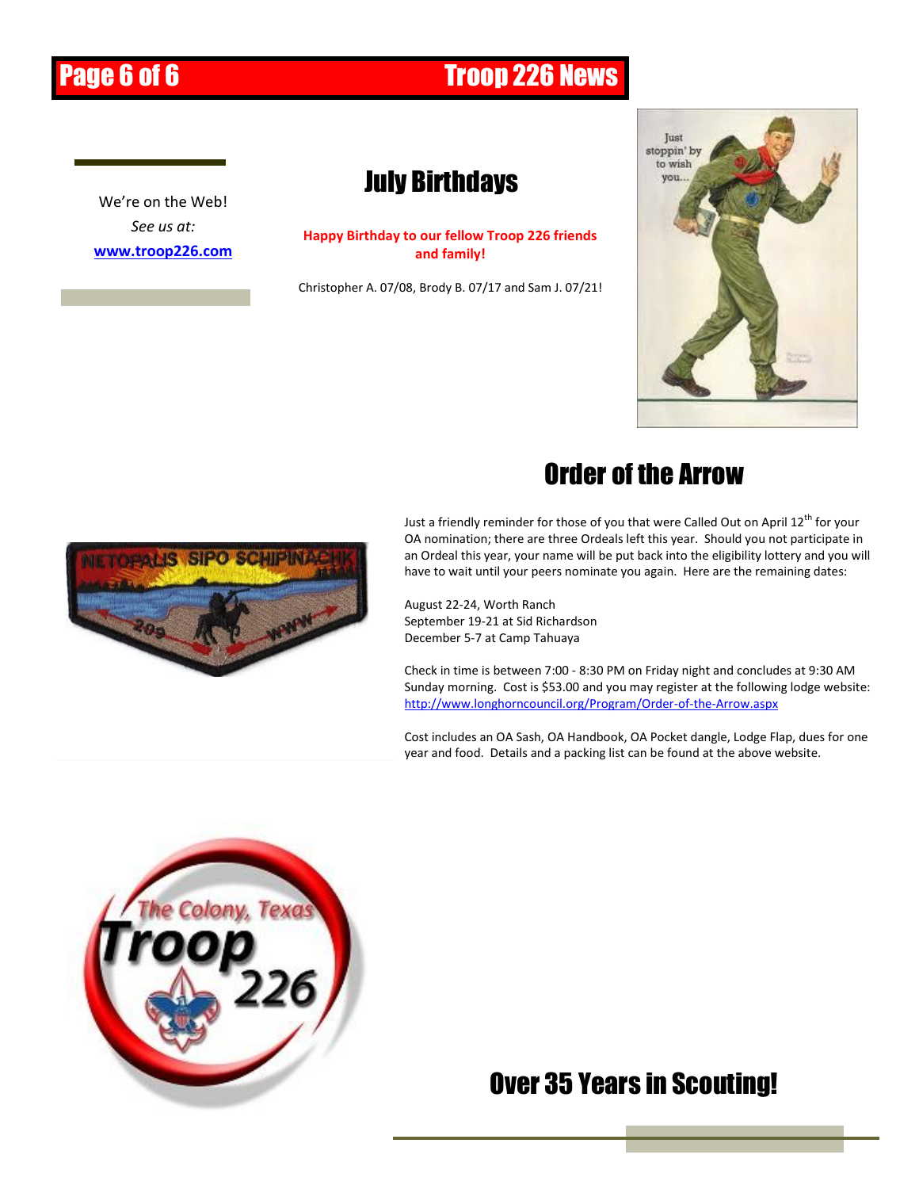We're on the Web!

*See us at:*

**www.troop226.com**

# July Birthdays

**Happy Birthday to our fellow Troop 226 friends and family!**

Christopher A. 07/08, Brody B. 07/17 and Sam J. 07/21!

# Order of the Arrow

Just a friendly reminder for those of you that were Called Out on April 12th for your OA nomination; there are three Ordeals left this year. Should you not participate in an Ordeal this year, your name will be put back into the eligibility lottery and you will have to wait until your peers nominate you again. Here are the remaining dates:

August 22-24, Worth Ranch
September 19-21 at Sid Richardson
December 5-7 at Camp Tahuaya

Check in time is between 7:00 - 8:30 PM on Friday night and concludes at 9:30 AM Sunday morning. Cost is $53.00 and you may register at the following lodge website: http://www.longhorncouncil.org/Program/Order-of-the-Arrow.aspx

Cost includes an OA Sash, OA Handbook, OA Pocket dangle, Lodge Flap, dues for one year and food. Details and a packing list can be found at the above website.

# Over 35 Years in Scouting!